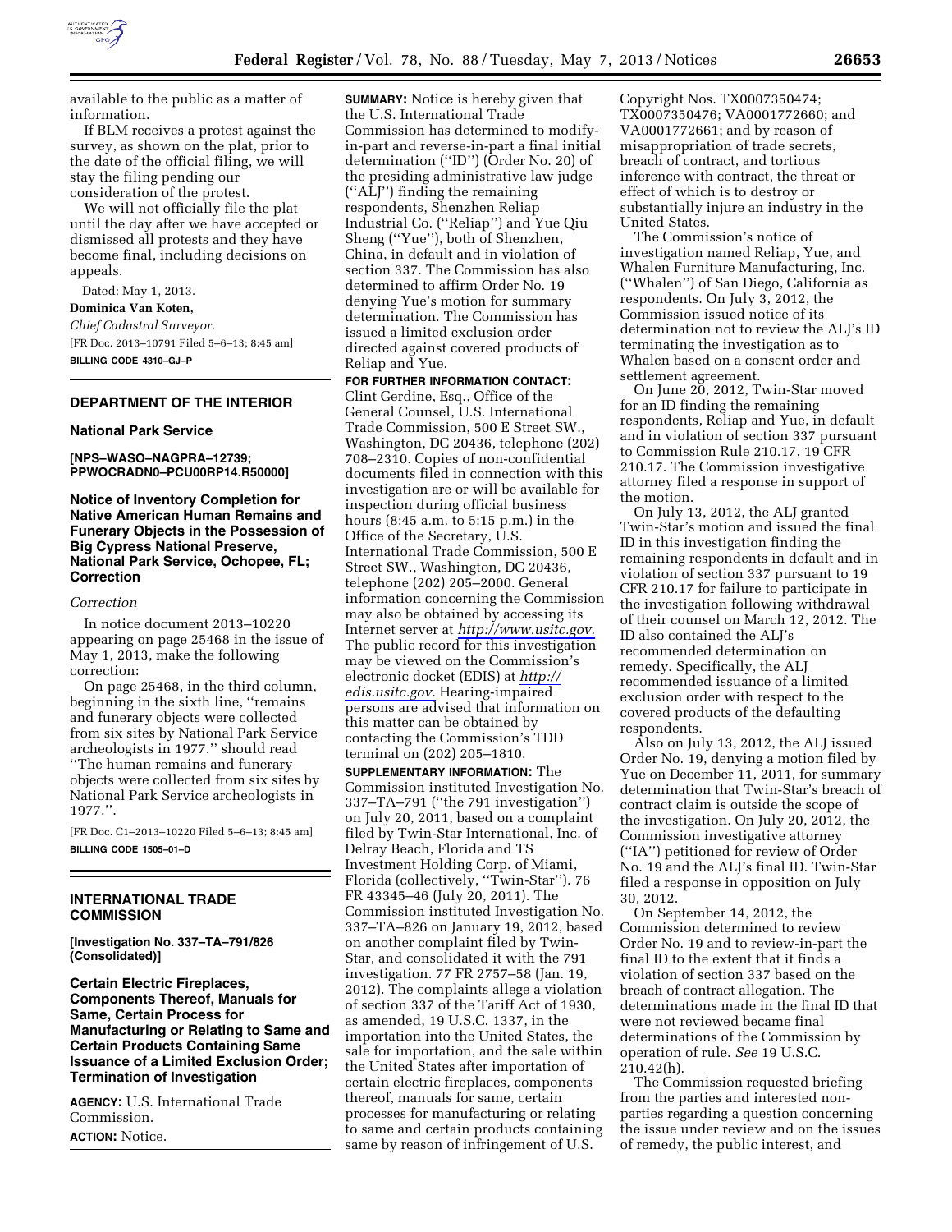available to the public as a matter of information.

If BLM receives a protest against the survey, as shown on the plat, prior to the date of the official filing, we will stay the filing pending our consideration of the protest.

We will not officially file the plat until the day after we have accepted or dismissed all protests and they have become final, including decisions on appeals.

Dated: May 1, 2013.

**Dominica Van Koten,**

*Chief Cadastral Surveyor.*

[FR Doc. 2013–10791 Filed 5–6–13; 8:45 am]

**BILLING CODE 4310–GJ–P**

## DEPARTMENT OF THE INTERIOR

### National Park Service

**[NPS–WASO–NAGPRA–12739; PPWOCRADN0–PCU00RP14.R50000]**

### Notice of Inventory Completion for Native American Human Remains and Funerary Objects in the Possession of Big Cypress National Preserve, National Park Service, Ochopee, FL; Correction

*Correction*

In notice document 2013–10220 appearing on page 25468 in the issue of May 1, 2013, make the following correction:

On page 25468, in the third column, beginning in the sixth line, ''remains and funerary objects were collected from six sites by National Park Service archeologists in 1977.'' should read ''The human remains and funerary objects were collected from six sites by National Park Service archeologists in 1977.''.

[FR Doc. C1–2013–10220 Filed 5–6–13; 8:45 am]

**BILLING CODE 1505–01–D**

## INTERNATIONAL TRADE COMMISSION

**[Investigation No. 337–TA–791/826 (Consolidated)]**

### Certain Electric Fireplaces, Components Thereof, Manuals for Same, Certain Process for Manufacturing or Relating to Same and Certain Products Containing Same Issuance of a Limited Exclusion Order; Termination of Investigation

**AGENCY:** U.S. International Trade Commission.

**ACTION:** Notice.

**SUMMARY:** Notice is hereby given that the U.S. International Trade Commission has determined to modify-in-part and reverse-in-part a final initial determination (''ID'') (Order No. 20) of the presiding administrative law judge (''ALJ'') finding the remaining respondents, Shenzhen Reliap Industrial Co. (''Reliap'') and Yue Qiu Sheng (''Yue''), both of Shenzhen, China, in default and in violation of section 337. The Commission has also determined to affirm Order No. 19 denying Yue's motion for summary determination. The Commission has issued a limited exclusion order directed against covered products of Reliap and Yue.

**FOR FURTHER INFORMATION CONTACT:** Clint Gerdine, Esq., Office of the General Counsel, U.S. International Trade Commission, 500 E Street SW., Washington, DC 20436, telephone (202) 708–2310. Copies of non-confidential documents filed in connection with this investigation are or will be available for inspection during official business hours (8:45 a.m. to 5:15 p.m.) in the Office of the Secretary, U.S. International Trade Commission, 500 E Street SW., Washington, DC 20436, telephone (202) 205–2000. General information concerning the Commission may also be obtained by accessing its Internet server at *http://www.usitc.gov*. The public record for this investigation may be viewed on the Commission's electronic docket (EDIS) at *http://edis.usitc.gov.* Hearing-impaired persons are advised that information on this matter can be obtained by contacting the Commission's TDD terminal on (202) 205–1810.

**SUPPLEMENTARY INFORMATION:** The Commission instituted Investigation No. 337–TA–791 (''the 791 investigation'') on July 20, 2011, based on a complaint filed by Twin-Star International, Inc. of Delray Beach, Florida and TS Investment Holding Corp. of Miami, Florida (collectively, ''Twin-Star''). 76 FR 43345–46 (July 20, 2011). The Commission instituted Investigation No. 337–TA–826 on January 19, 2012, based on another complaint filed by Twin-Star, and consolidated it with the 791 investigation. 77 FR 2757–58 (Jan. 19, 2012). The complaints allege a violation of section 337 of the Tariff Act of 1930, as amended, 19 U.S.C. 1337, in the importation into the United States, the sale for importation, and the sale within the United States after importation of certain electric fireplaces, components thereof, manuals for same, certain processes for manufacturing or relating to same and certain products containing same by reason of infringement of U.S. Copyright Nos. TX0007350474; TX0007350476; VA0001772660; and VA0001772661; and by reason of misappropriation of trade secrets, breach of contract, and tortious inference with contract, the threat or effect of which is to destroy or substantially injure an industry in the United States.

The Commission's notice of investigation named Reliap, Yue, and Whalen Furniture Manufacturing, Inc. (''Whalen'') of San Diego, California as respondents. On July 3, 2012, the Commission issued notice of its determination not to review the ALJ's ID terminating the investigation as to Whalen based on a consent order and settlement agreement.

On June 20, 2012, Twin-Star moved for an ID finding the remaining respondents, Reliap and Yue, in default and in violation of section 337 pursuant to Commission Rule 210.17, 19 CFR 210.17. The Commission investigative attorney filed a response in support of the motion.

On July 13, 2012, the ALJ granted Twin-Star's motion and issued the final ID in this investigation finding the remaining respondents in default and in violation of section 337 pursuant to 19 CFR 210.17 for failure to participate in the investigation following withdrawal of their counsel on March 12, 2012. The ID also contained the ALJ's recommended determination on remedy. Specifically, the ALJ recommended issuance of a limited exclusion order with respect to the covered products of the defaulting respondents.

Also on July 13, 2012, the ALJ issued Order No. 19, denying a motion filed by Yue on December 11, 2011, for summary determination that Twin-Star's breach of contract claim is outside the scope of the investigation. On July 20, 2012, the Commission investigative attorney (''IA'') petitioned for review of Order No. 19 and the ALJ's final ID. Twin-Star filed a response in opposition on July 30, 2012.

On September 14, 2012, the Commission determined to review Order No. 19 and to review-in-part the final ID to the extent that it finds a violation of section 337 based on the breach of contract allegation. The determinations made in the final ID that were not reviewed became final determinations of the Commission by operation of rule. *See* 19 U.S.C. 210.42(h).

The Commission requested briefing from the parties and interested non-parties regarding a question concerning the issue under review and on the issues of remedy, the public interest, and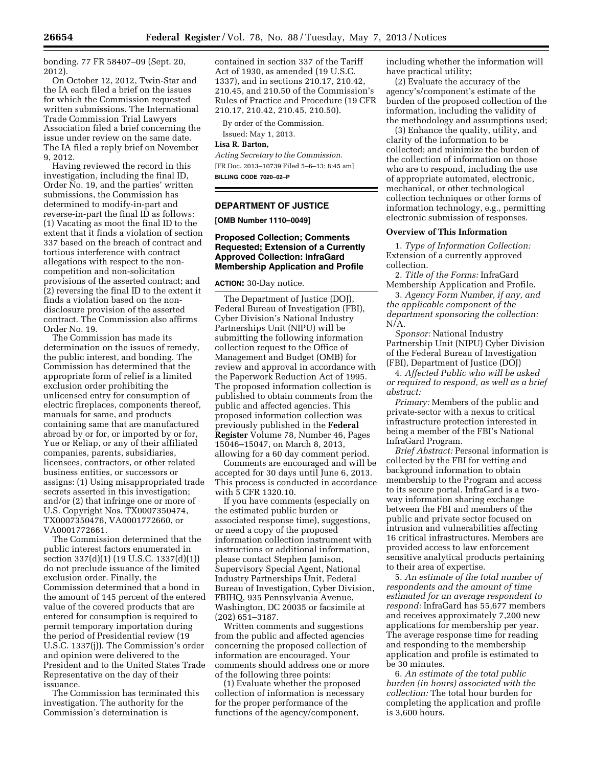bonding. 77 FR 58407–09 (Sept. 20, 2012).

On October 12, 2012, Twin-Star and the IA each filed a brief on the issues for which the Commission requested written submissions. The International Trade Commission Trial Lawyers Association filed a brief concerning the issue under review on the same date. The IA filed a reply brief on November 9, 2012.

Having reviewed the record in this investigation, including the final ID, Order No. 19, and the parties' written submissions, the Commission has determined to modify-in-part and reverse-in-part the final ID as follows: (1) Vacating as moot the final ID to the extent that it finds a violation of section 337 based on the breach of contract and tortious interference with contract allegations with respect to the non-competition and non-solicitation provisions of the asserted contract; and (2) reversing the final ID to the extent it finds a violation based on the non-disclosure provision of the asserted contract. The Commission also affirms Order No. 19.

The Commission has made its determination on the issues of remedy, the public interest, and bonding. The Commission has determined that the appropriate form of relief is a limited exclusion order prohibiting the unlicensed entry for consumption of electric fireplaces, components thereof, manuals for same, and products containing same that are manufactured abroad by or for, or imported by or for, Yue or Reliap, or any of their affiliated companies, parents, subsidiaries, licensees, contractors, or other related business entities, or successors or assigns: (1) Using misappropriated trade secrets asserted in this investigation; and/or (2) that infringe one or more of U.S. Copyright Nos. TX0007350474, TX0007350476, VA0001772660, or VA0001772661.

The Commission determined that the public interest factors enumerated in section 337(d)(1) (19 U.S.C. 1337(d)(1)) do not preclude issuance of the limited exclusion order. Finally, the Commission determined that a bond in the amount of 145 percent of the entered value of the covered products that are entered for consumption is required to permit temporary importation during the period of Presidential review (19 U.S.C. 1337(j)). The Commission's order and opinion were delivered to the President and to the United States Trade Representative on the day of their issuance.

The Commission has terminated this investigation. The authority for the Commission's determination is contained in section 337 of the Tariff Act of 1930, as amended (19 U.S.C. 1337), and in sections 210.17, 210.42, 210.45, and 210.50 of the Commission's Rules of Practice and Procedure (19 CFR 210.17, 210.42, 210.45, 210.50).

By order of the Commission.

Issued: May 1, 2013.

**Lisa R. Barton,**

*Acting Secretary to the Commission.*

[FR Doc. 2013–10739 Filed 5–6–13; 8:45 am]

**BILLING CODE 7020–02–P**

## DEPARTMENT OF JUSTICE

**[OMB Number 1110–0049]**

### Proposed Collection; Comments Requested; Extension of a Currently Approved Collection: InfraGard Membership Application and Profile

**ACTION:** 30-Day notice.

The Department of Justice (DOJ), Federal Bureau of Investigation (FBI), Cyber Division's National Industry Partnerships Unit (NIPU) will be submitting the following information collection request to the Office of Management and Budget (OMB) for review and approval in accordance with the Paperwork Reduction Act of 1995. The proposed information collection is published to obtain comments from the public and affected agencies. This proposed information collection was previously published in the **Federal Register** Volume 78, Number 46, Pages 15046–15047, on March 8, 2013, allowing for a 60 day comment period.

Comments are encouraged and will be accepted for 30 days until June 6, 2013. This process is conducted in accordance with 5 CFR 1320.10.

If you have comments (especially on the estimated public burden or associated response time), suggestions, or need a copy of the proposed information collection instrument with instructions or additional information, please contact Stephen Jamison, Supervisory Special Agent, National Industry Partnerships Unit, Federal Bureau of Investigation, Cyber Division, FBIHQ, 935 Pennsylvania Avenue, Washington, DC 20035 or facsimile at (202) 651–3187.

Written comments and suggestions from the public and affected agencies concerning the proposed collection of information are encouraged. Your comments should address one or more of the following three points:

(1) Evaluate whether the proposed collection of information is necessary for the proper performance of the functions of the agency/component, including whether the information will have practical utility;

(2) Evaluate the accuracy of the agency's/component's estimate of the burden of the proposed collection of the information, including the validity of the methodology and assumptions used;

(3) Enhance the quality, utility, and clarity of the information to be collected; and minimize the burden of the collection of information on those who are to respond, including the use of appropriate automated, electronic, mechanical, or other technological collection techniques or other forms of information technology, e.g., permitting electronic submission of responses.

**Overview of This Information**

1. *Type of Information Collection:* Extension of a currently approved collection.

2. *Title of the Forms:* InfraGard Membership Application and Profile.

3. *Agency Form Number, if any, and the applicable component of the department sponsoring the collection:* N/A.

*Sponsor:* National Industry Partnership Unit (NIPU) Cyber Division of the Federal Bureau of Investigation (FBI), Department of Justice (DOJ)

4. *Affected Public who will be asked or required to respond, as well as a brief abstract:*

*Primary:* Members of the public and private-sector with a nexus to critical infrastructure protection interested in being a member of the FBI's National InfraGard Program.

*Brief Abstract:* Personal information is collected by the FBI for vetting and background information to obtain membership to the Program and access to its secure portal. InfraGard is a two-way information sharing exchange between the FBI and members of the public and private sector focused on intrusion and vulnerabilities affecting 16 critical infrastructures. Members are provided access to law enforcement sensitive analytical products pertaining to their area of expertise.

5. *An estimate of the total number of respondents and the amount of time estimated for an average respondent to respond:* InfraGard has 55,677 members and receives approximately 7,200 new applications for membership per year. The average response time for reading and responding to the membership application and profile is estimated to be 30 minutes.

6. *An estimate of the total public burden (in hours) associated with the collection:* The total hour burden for completing the application and profile is 3,600 hours.